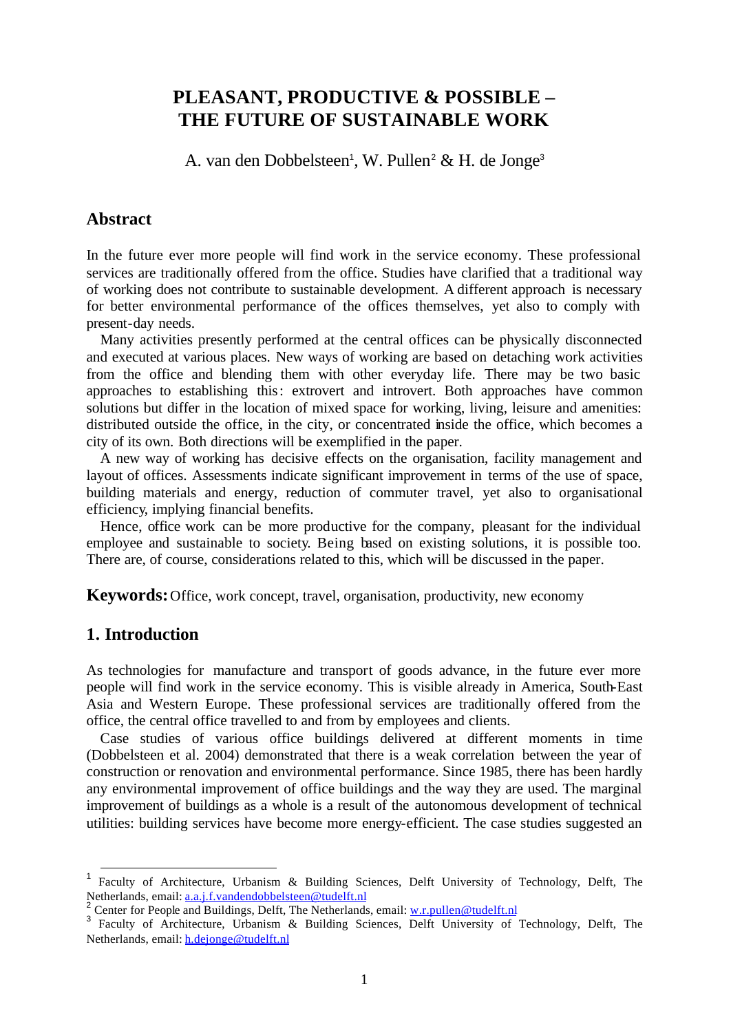# PLEASANT, PRODUCTIVE & POSSIBLE – THE FUTURE OF SUSTAINABLE WORK

A. van den Dobbelsteen[1], W. Pullen[2] & H. de Jonge[3]

## Abstract

In the future ever more people will find work in the service economy. These professional services are traditionally offered from the office. Studies have clarified that a traditional way of working does not contribute to sustainable development. A different approach is necessary for better environmental performance of the offices themselves, yet also to comply with present-day needs.

Many activities presently performed at the central offices can be physically disconnected and executed at various places. New ways of working are based on detaching work activities from the office and blending them with other everyday life. There may be two basic approaches to establishing this: extrovert and introvert. Both approaches have common solutions but differ in the location of mixed space for working, living, leisure and amenities: distributed outside the office, in the city, or concentrated inside the office, which becomes a city of its own. Both directions will be exemplified in the paper.

A new way of working has decisive effects on the organisation, facility management and layout of offices. Assessments indicate significant improvement in terms of the use of space, building materials and energy, reduction of commuter travel, yet also to organisational efficiency, implying financial benefits.

Hence, office work can be more productive for the company, pleasant for the individual employee and sustainable to society. Being based on existing solutions, it is possible too. There are, of course, considerations related to this, which will be discussed in the paper.

**Keywords:** Office, work concept, travel, organisation, productivity, new economy

## 1. Introduction

As technologies for manufacture and transport of goods advance, in the future ever more people will find work in the service economy. This is visible already in America, South-East Asia and Western Europe. These professional services are traditionally offered from the office, the central office travelled to and from by employees and clients.

Case studies of various office buildings delivered at different moments in time (Dobbelsteen et al. 2004) demonstrated that there is a weak correlation between the year of construction or renovation and environmental performance. Since 1985, there has been hardly any environmental improvement of office buildings and the way they are used. The marginal improvement of buildings as a whole is a result of the autonomous development of technical utilities: building services have become more energy-efficient. The case studies suggested an

---

[1] Faculty of Architecture, Urbanism & Building Sciences, Delft University of Technology, Delft, The Netherlands, email: a.a.j.f.vandendobbelsteen@tudelft.nl

[2] Center for People and Buildings, Delft, The Netherlands, email: w.r.pullen@tudelft.nl

[3] Faculty of Architecture, Urbanism & Building Sciences, Delft University of Technology, Delft, The Netherlands, email: h.dejonge@tudelft.nl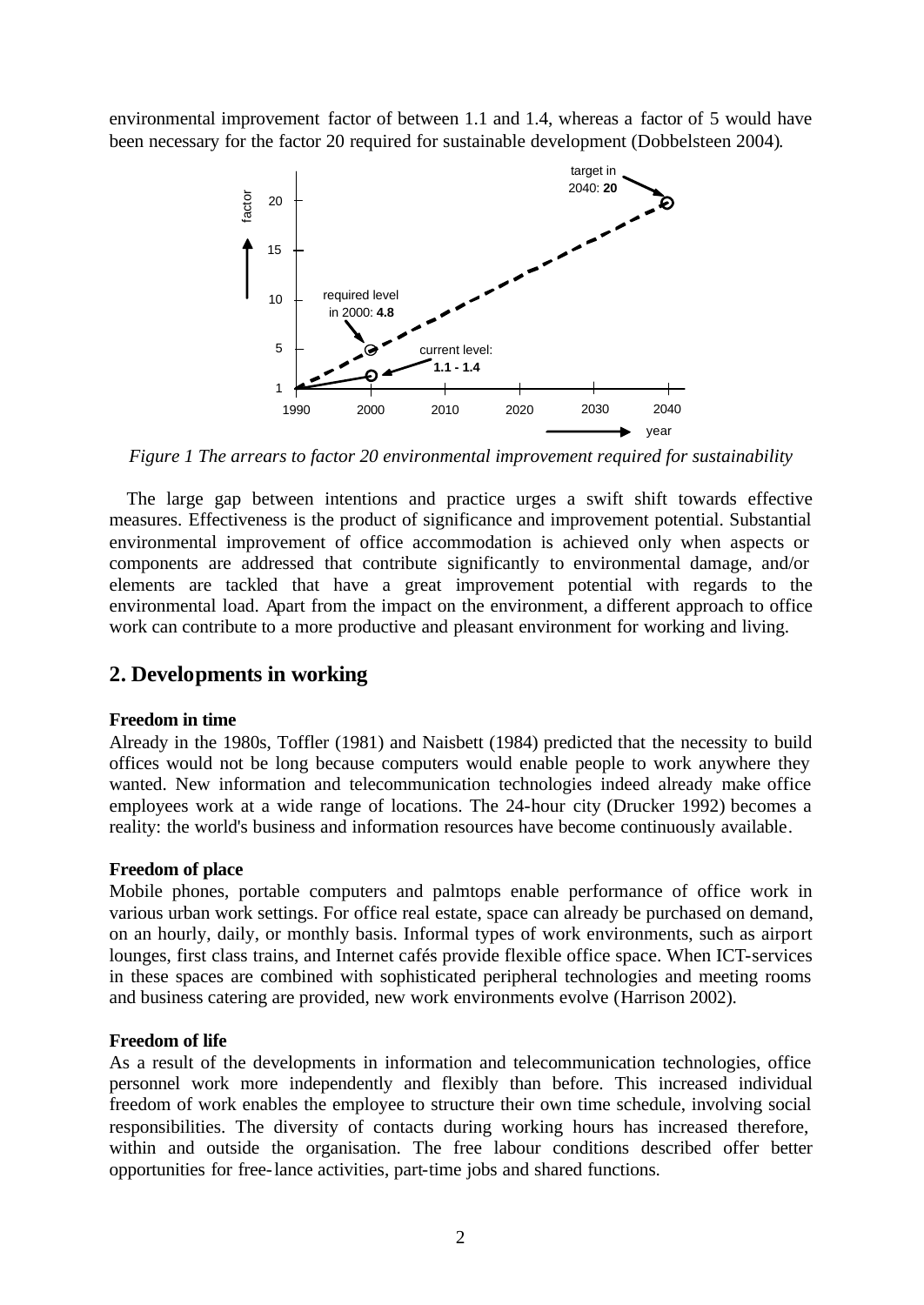environmental improvement factor of between 1.1 and 1.4, whereas a factor of 5 would have been necessary for the factor 20 required for sustainable development (Dobbelsteen 2004).

*Figure 1 The arrears to factor 20 environmental improvement required for sustainability*

The large gap between intentions and practice urges a swift shift towards effective measures. Effectiveness is the product of significance and improvement potential. Substantial environmental improvement of office accommodation is achieved only when aspects or components are addressed that contribute significantly to environmental damage, and/or elements are tackled that have a great improvement potential with regards to the environmental load. Apart from the impact on the environment, a different approach to office work can contribute to a more productive and pleasant environment for working and living.

## 2. Developments in working

**Freedom in time**

Already in the 1980s, Toffler (1981) and Naisbett (1984) predicted that the necessity to build offices would not be long because computers would enable people to work anywhere they wanted. New information and telecommunication technologies indeed already make office employees work at a wide range of locations. The 24-hour city (Drucker 1992) becomes a reality: the world's business and information resources have become continuously available.

**Freedom of place**

Mobile phones, portable computers and palmtops enable performance of office work in various urban work settings. For office real estate, space can already be purchased on demand, on an hourly, daily, or monthly basis. Informal types of work environments, such as airport lounges, first class trains, and Internet cafés provide flexible office space. When ICT-services in these spaces are combined with sophisticated peripheral technologies and meeting rooms and business catering are provided, new work environments evolve (Harrison 2002).

**Freedom of life**

As a result of the developments in information and telecommunication technologies, office personnel work more independently and flexibly than before. This increased individual freedom of work enables the employee to structure their own time schedule, involving social responsibilities. The diversity of contacts during working hours has increased therefore, within and outside the organisation. The free labour conditions described offer better opportunities for free-lance activities, part-time jobs and shared functions.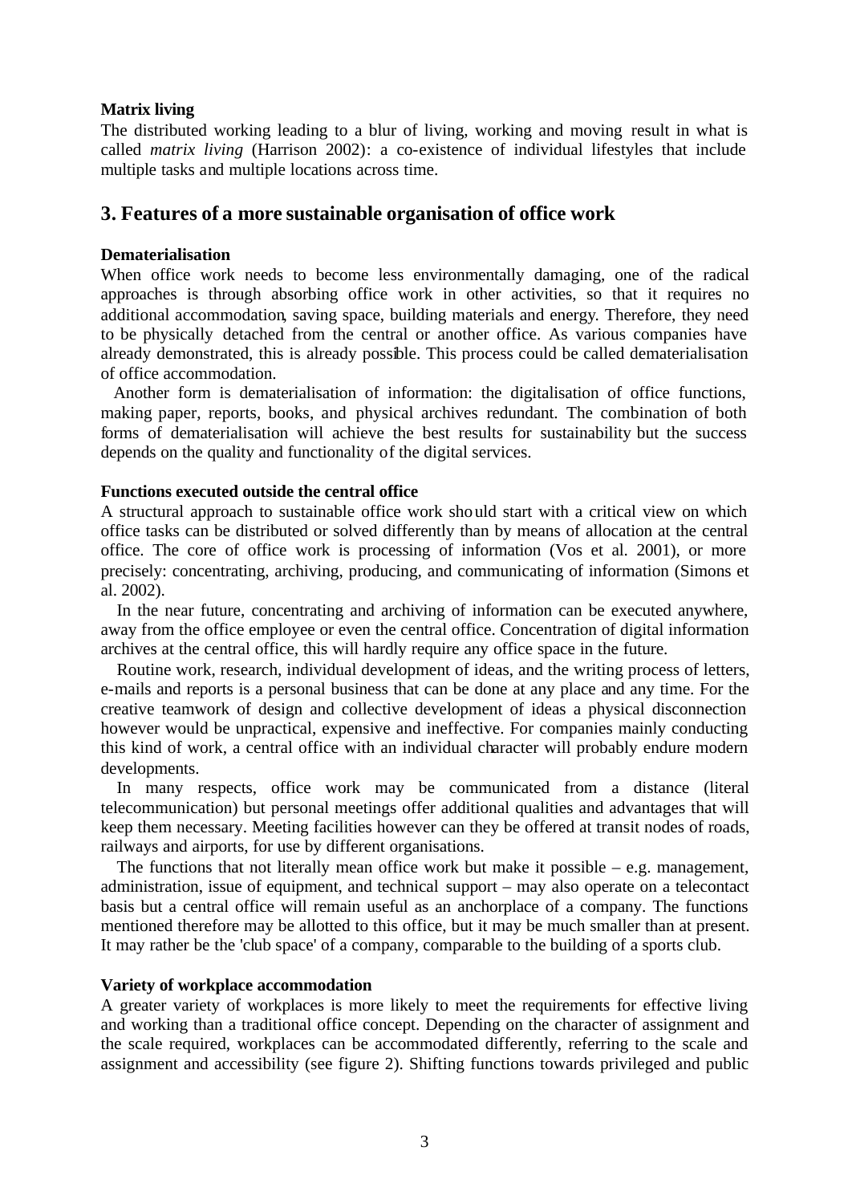**Matrix living**

The distributed working leading to a blur of living, working and moving result in what is called *matrix living* (Harrison 2002): a co-existence of individual lifestyles that include multiple tasks and multiple locations across time.

## 3. Features of a more sustainable organisation of office work

**Dematerialisation**

When office work needs to become less environmentally damaging, one of the radical approaches is through absorbing office work in other activities, so that it requires no additional accommodation, saving space, building materials and energy. Therefore, they need to be physically detached from the central or another office. As various companies have already demonstrated, this is already possible. This process could be called dematerialisation of office accommodation.

Another form is dematerialisation of information: the digitalisation of office functions, making paper, reports, books, and physical archives redundant. The combination of both forms of dematerialisation will achieve the best results for sustainability but the success depends on the quality and functionality of the digital services.

**Functions executed outside the central office**

A structural approach to sustainable office work should start with a critical view on which office tasks can be distributed or solved differently than by means of allocation at the central office. The core of office work is processing of information (Vos et al. 2001), or more precisely: concentrating, archiving, producing, and communicating of information (Simons et al. 2002).

In the near future, concentrating and archiving of information can be executed anywhere, away from the office employee or even the central office. Concentration of digital information archives at the central office, this will hardly require any office space in the future.

Routine work, research, individual development of ideas, and the writing process of letters, e-mails and reports is a personal business that can be done at any place and any time. For the creative teamwork of design and collective development of ideas a physical disconnection however would be unpractical, expensive and ineffective. For companies mainly conducting this kind of work, a central office with an individual character will probably endure modern developments.

In many respects, office work may be communicated from a distance (literal telecommunication) but personal meetings offer additional qualities and advantages that will keep them necessary. Meeting facilities however can they be offered at transit nodes of roads, railways and airports, for use by different organisations.

The functions that not literally mean office work but make it possible – e.g. management, administration, issue of equipment, and technical support – may also operate on a telecontact basis but a central office will remain useful as an anchorplace of a company. The functions mentioned therefore may be allotted to this office, but it may be much smaller than at present. It may rather be the 'club space' of a company, comparable to the building of a sports club.

**Variety of workplace accommodation**

A greater variety of workplaces is more likely to meet the requirements for effective living and working than a traditional office concept. Depending on the character of assignment and the scale required, workplaces can be accommodated differently, referring to the scale and assignment and accessibility (see figure 2). Shifting functions towards privileged and public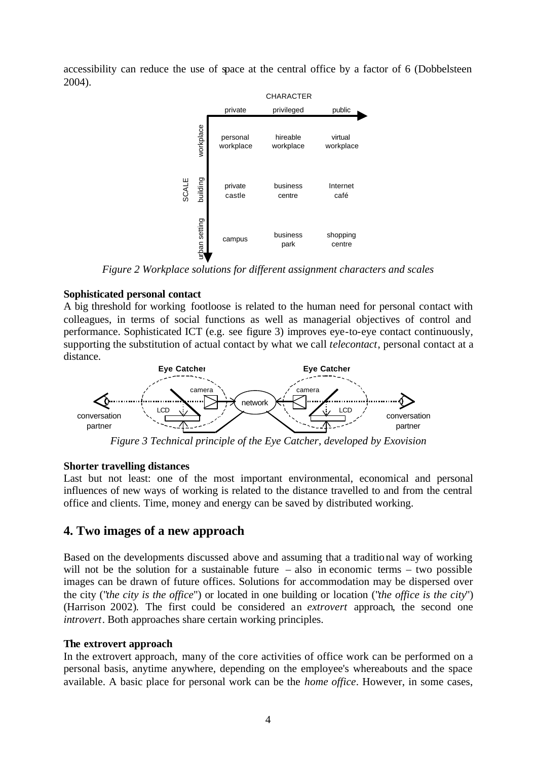accessibility can reduce the use of space at the central office by a factor of 6 (Dobbelsteen 2004).

| SCALE \ CHARACTER | private | privileged | public |
|---|---|---|---|
| workplace | personal workplace | hireable workplace | virtual workplace |
| building | private castle | business centre | Internet café |
| urban setting | campus | business park | shopping centre |

*Figure 2 Workplace solutions for different assignment characters and scales*

**Sophisticated personal contact**

A big threshold for working footloose is related to the human need for personal contact with colleagues, in terms of social functions as well as managerial objectives of control and performance. Sophisticated ICT (e.g. see figure 3) improves eye-to-eye contact continuously, supporting the substitution of actual contact by what we call *telecontact*, personal contact at a distance.

*Figure 3 Technical principle of the Eye Catcher, developed by Exovision*

**Shorter travelling distances**

Last but not least: one of the most important environmental, economical and personal influences of new ways of working is related to the distance travelled to and from the central office and clients. Time, money and energy can be saved by distributed working.

## 4. Two images of a new approach

Based on the developments discussed above and assuming that a traditional way of working will not be the solution for a sustainable future – also in economic terms – two possible images can be drawn of future offices. Solutions for accommodation may be dispersed over the city ("*the city is the office*") or located in one building or location ("*the office is the city*") (Harrison 2002). The first could be considered an *extrovert* approach, the second one *introvert*. Both approaches share certain working principles.

**The extrovert approach**

In the extrovert approach, many of the core activities of office work can be performed on a personal basis, anytime anywhere, depending on the employee's whereabouts and the space available. A basic place for personal work can be the *home office*. However, in some cases,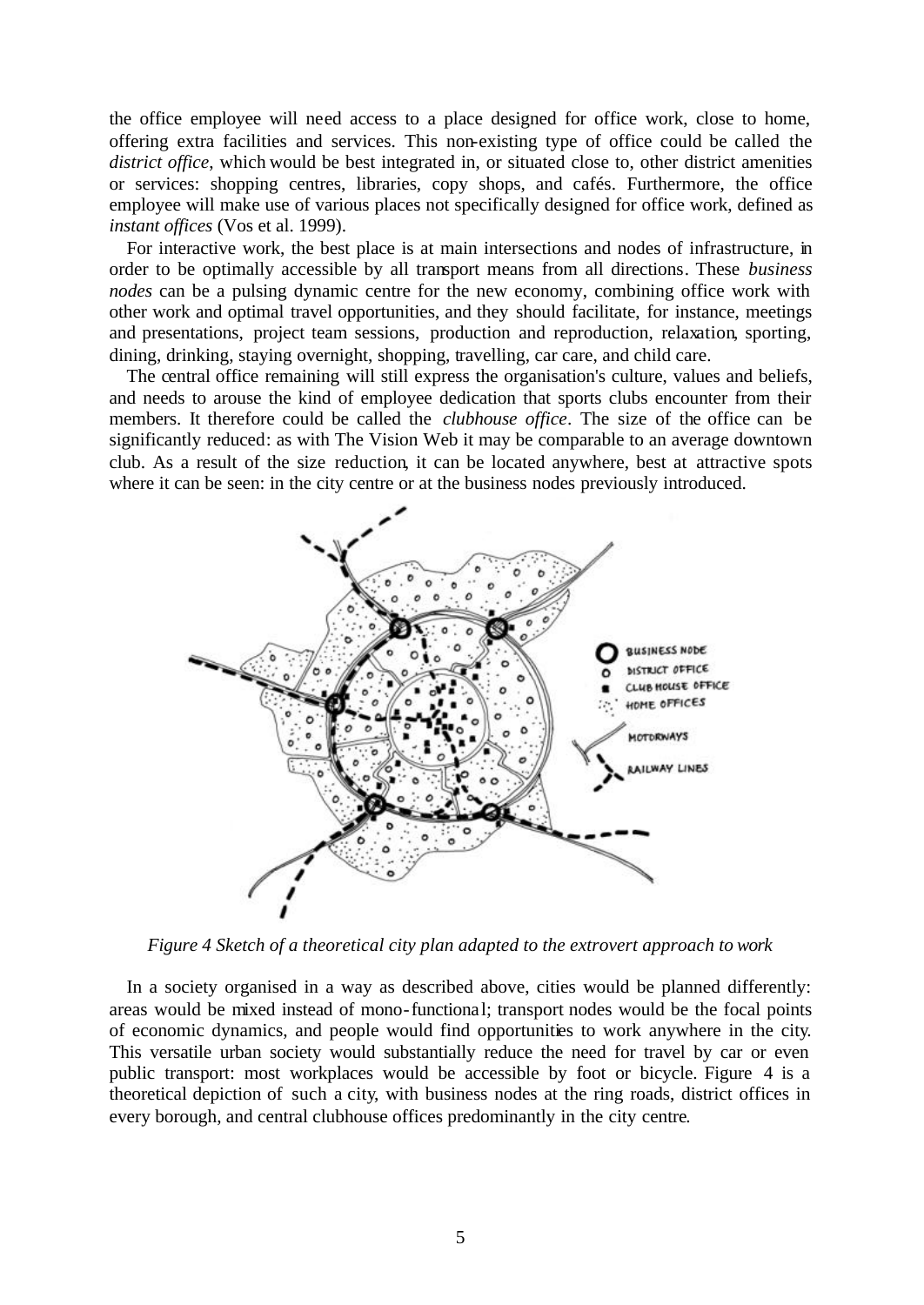the office employee will need access to a place designed for office work, close to home, offering extra facilities and services. This non-existing type of office could be called the *district office*, which would be best integrated in, or situated close to, other district amenities or services: shopping centres, libraries, copy shops, and cafés. Furthermore, the office employee will make use of various places not specifically designed for office work, defined as *instant offices* (Vos et al. 1999).

For interactive work, the best place is at main intersections and nodes of infrastructure, in order to be optimally accessible by all transport means from all directions. These *business nodes* can be a pulsing dynamic centre for the new economy, combining office work with other work and optimal travel opportunities, and they should facilitate, for instance, meetings and presentations, project team sessions, production and reproduction, relaxation, sporting, dining, drinking, staying overnight, shopping, travelling, car care, and child care.

The central office remaining will still express the organisation's culture, values and beliefs, and needs to arouse the kind of employee dedication that sports clubs encounter from their members. It therefore could be called the *clubhouse office*. The size of the office can be significantly reduced: as with The Vision Web it may be comparable to an average downtown club. As a result of the size reduction, it can be located anywhere, best at attractive spots where it can be seen: in the city centre or at the business nodes previously introduced.

*Figure 4 Sketch of a theoretical city plan adapted to the extrovert approach to work*

In a society organised in a way as described above, cities would be planned differently: areas would be mixed instead of mono-functional; transport nodes would be the focal points of economic dynamics, and people would find opportunities to work anywhere in the city. This versatile urban society would substantially reduce the need for travel by car or even public transport: most workplaces would be accessible by foot or bicycle. Figure 4 is a theoretical depiction of such a city, with business nodes at the ring roads, district offices in every borough, and central clubhouse offices predominantly in the city centre.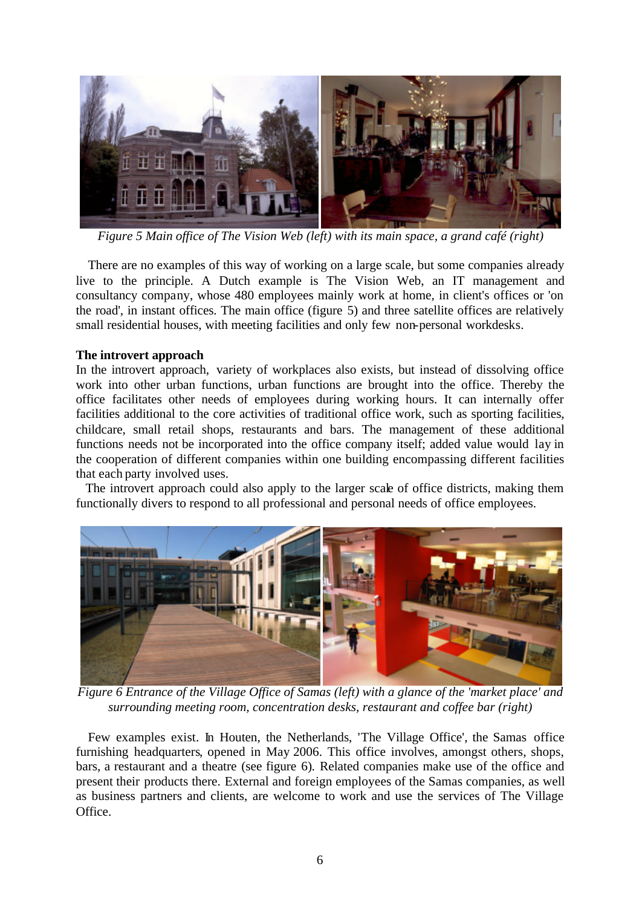*Figure 5 Main office of The Vision Web (left) with its main space, a grand café (right)*

There are no examples of this way of working on a large scale, but some companies already live to the principle. A Dutch example is The Vision Web, an IT management and consultancy company, whose 480 employees mainly work at home, in client's offices or 'on the road', in instant offices. The main office (figure 5) and three satellite offices are relatively small residential houses, with meeting facilities and only few non-personal workdesks.

**The introvert approach**

In the introvert approach, variety of workplaces also exists, but instead of dissolving office work into other urban functions, urban functions are brought into the office. Thereby the office facilitates other needs of employees during working hours. It can internally offer facilities additional to the core activities of traditional office work, such as sporting facilities, childcare, small retail shops, restaurants and bars. The management of these additional functions needs not be incorporated into the office company itself; added value would lay in the cooperation of different companies within one building encompassing different facilities that each party involved uses.

The introvert approach could also apply to the larger scale of office districts, making them functionally divers to respond to all professional and personal needs of office employees.

*Figure 6 Entrance of the Village Office of Samas (left) with a glance of the 'market place' and surrounding meeting room, concentration desks, restaurant and coffee bar (right)*

Few examples exist. In Houten, the Netherlands, 'The Village Office', the Samas office furnishing headquarters, opened in May 2006. This office involves, amongst others, shops, bars, a restaurant and a theatre (see figure 6). Related companies make use of the office and present their products there. External and foreign employees of the Samas companies, as well as business partners and clients, are welcome to work and use the services of The Village Office.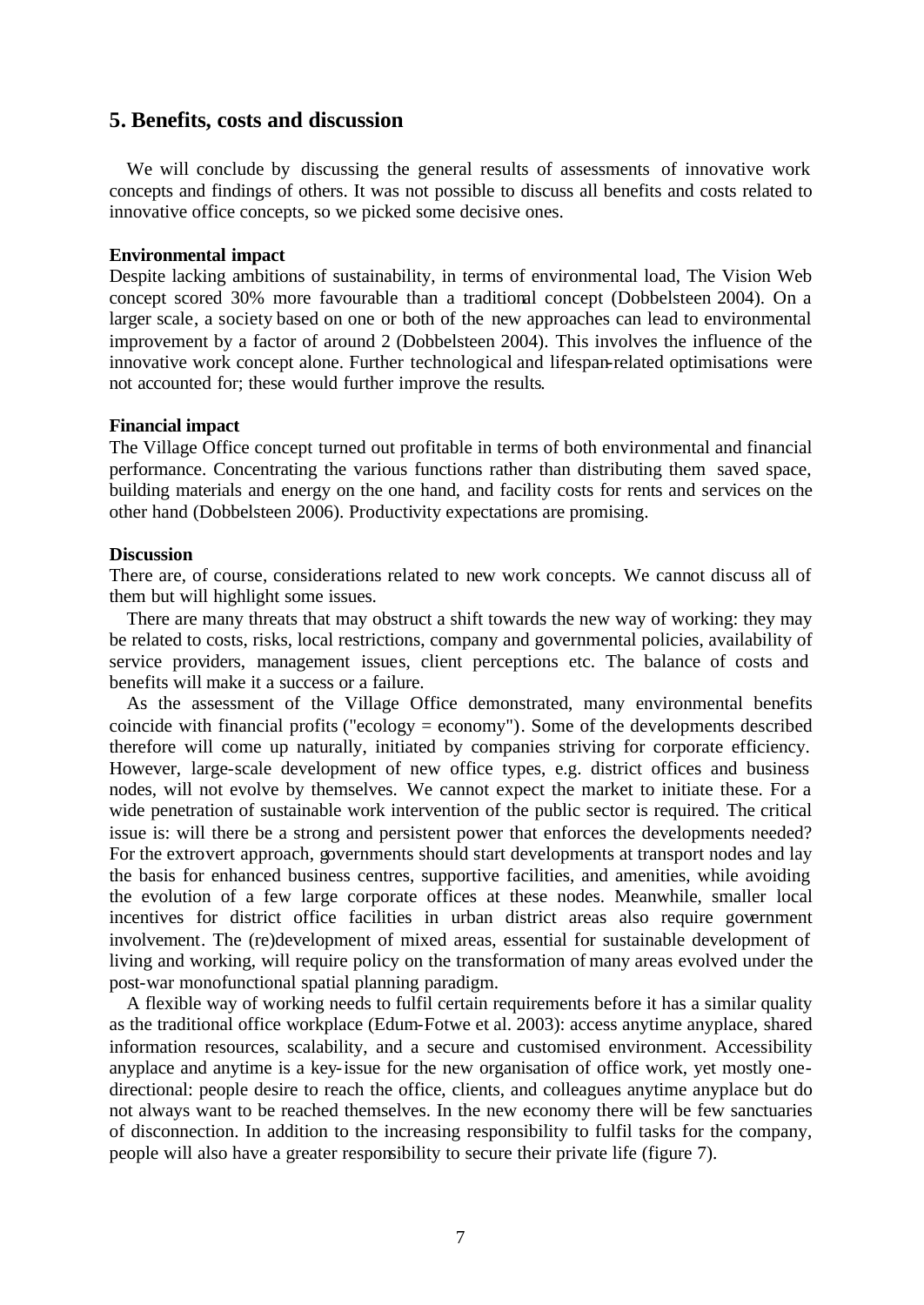## 5. Benefits, costs and discussion

We will conclude by discussing the general results of assessments of innovative work concepts and findings of others. It was not possible to discuss all benefits and costs related to innovative office concepts, so we picked some decisive ones.

**Environmental impact**

Despite lacking ambitions of sustainability, in terms of environmental load, The Vision Web concept scored 30% more favourable than a traditional concept (Dobbelsteen 2004). On a larger scale, a society based on one or both of the new approaches can lead to environmental improvement by a factor of around 2 (Dobbelsteen 2004). This involves the influence of the innovative work concept alone. Further technological and lifespan-related optimisations were not accounted for; these would further improve the results.

**Financial impact**

The Village Office concept turned out profitable in terms of both environmental and financial performance. Concentrating the various functions rather than distributing them saved space, building materials and energy on the one hand, and facility costs for rents and services on the other hand (Dobbelsteen 2006). Productivity expectations are promising.

**Discussion**

There are, of course, considerations related to new work concepts. We cannot discuss all of them but will highlight some issues.

There are many threats that may obstruct a shift towards the new way of working: they may be related to costs, risks, local restrictions, company and governmental policies, availability of service providers, management issues, client perceptions etc. The balance of costs and benefits will make it a success or a failure.

As the assessment of the Village Office demonstrated, many environmental benefits coincide with financial profits ("ecology = economy"). Some of the developments described therefore will come up naturally, initiated by companies striving for corporate efficiency. However, large-scale development of new office types, e.g. district offices and business nodes, will not evolve by themselves. We cannot expect the market to initiate these. For a wide penetration of sustainable work intervention of the public sector is required. The critical issue is: will there be a strong and persistent power that enforces the developments needed? For the extrovert approach, governments should start developments at transport nodes and lay the basis for enhanced business centres, supportive facilities, and amenities, while avoiding the evolution of a few large corporate offices at these nodes. Meanwhile, smaller local incentives for district office facilities in urban district areas also require government involvement. The (re)development of mixed areas, essential for sustainable development of living and working, will require policy on the transformation of many areas evolved under the post-war monofunctional spatial planning paradigm.

A flexible way of working needs to fulfil certain requirements before it has a similar quality as the traditional office workplace (Edum-Fotwe et al. 2003): access anytime anyplace, shared information resources, scalability, and a secure and customised environment. Accessibility anyplace and anytime is a key-issue for the new organisation of office work, yet mostly one-directional: people desire to reach the office, clients, and colleagues anytime anyplace but do not always want to be reached themselves. In the new economy there will be few sanctuaries of disconnection. In addition to the increasing responsibility to fulfil tasks for the company, people will also have a greater responsibility to secure their private life (figure 7).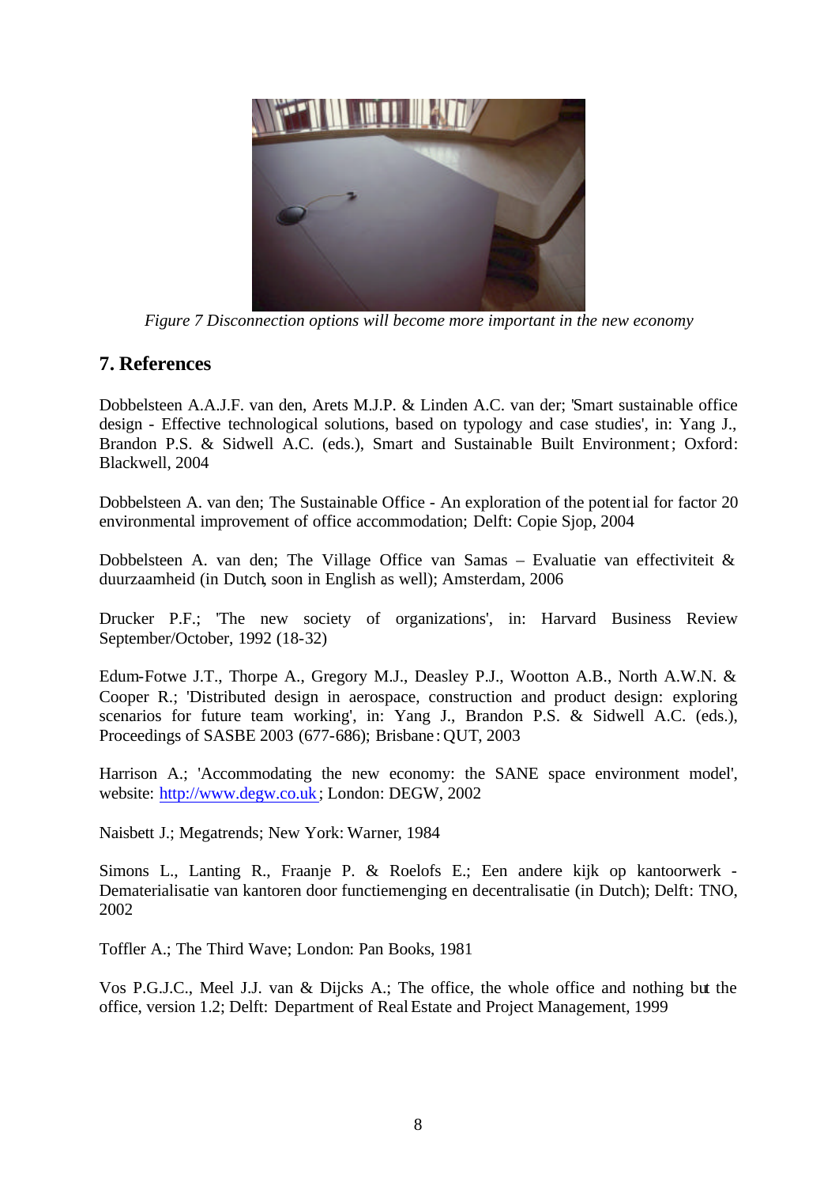*Figure 7 Disconnection options will become more important in the new economy*

## 7. References

Dobbelsteen A.A.J.F. van den, Arets M.J.P. & Linden A.C. van der; 'Smart sustainable office design - Effective technological solutions, based on typology and case studies', in: Yang J., Brandon P.S. & Sidwell A.C. (eds.), Smart and Sustainable Built Environment; Oxford: Blackwell, 2004

Dobbelsteen A. van den; The Sustainable Office - An exploration of the potential for factor 20 environmental improvement of office accommodation; Delft: Copie Sjop, 2004

Dobbelsteen A. van den; The Village Office van Samas – Evaluatie van effectiviteit & duurzaamheid (in Dutch, soon in English as well); Amsterdam, 2006

Drucker P.F.; 'The new society of organizations', in: Harvard Business Review September/October, 1992 (18-32)

Edum-Fotwe J.T., Thorpe A., Gregory M.J., Deasley P.J., Wootton A.B., North A.W.N. & Cooper R.; 'Distributed design in aerospace, construction and product design: exploring scenarios for future team working', in: Yang J., Brandon P.S. & Sidwell A.C. (eds.), Proceedings of SASBE 2003 (677-686); Brisbane: QUT, 2003

Harrison A.; 'Accommodating the new economy: the SANE space environment model', website: http://www.degw.co.uk; London: DEGW, 2002

Naisbett J.; Megatrends; New York: Warner, 1984

Simons L., Lanting R., Fraanje P. & Roelofs E.; Een andere kijk op kantoorwerk - Dematerialisatie van kantoren door functiemenging en decentralisatie (in Dutch); Delft: TNO, 2002

Toffler A.; The Third Wave; London: Pan Books, 1981

Vos P.G.J.C., Meel J.J. van & Dijcks A.; The office, the whole office and nothing but the office, version 1.2; Delft: Department of Real Estate and Project Management, 1999